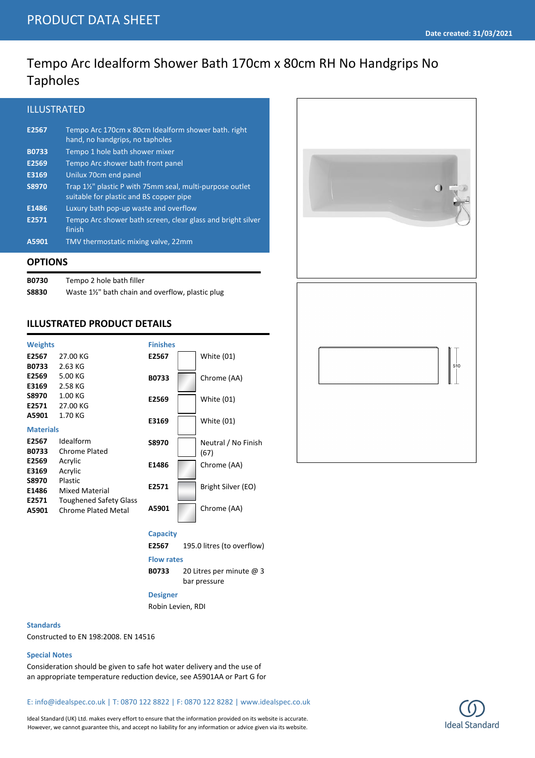# PRODUCT DATA SHEET

**Date created: 31/03/2021**

# Tempo Arc Idealform Shower Bath 170cm x 80cm RH No Handgrips No Tapholes

## ILLUSTRATED

| | |
|---|---|
| **E2567** | Tempo Arc 170cm x 80cm Idealform shower bath. right hand, no handgrips, no tapholes |
| **B0733** | Tempo 1 hole bath shower mixer |
| **E2569** | Tempo Arc shower bath front panel |
| **E3169** | Unilux 70cm end panel |
| **S8970** | Trap 1½" plastic P with 75mm seal, multi-purpose outlet suitable for plastic and BS copper pipe |
| **E1486** | Luxury bath pop-up waste and overflow |
| **E2571** | Tempo Arc shower bath screen, clear glass and bright silver finish |
| **A5901** | TMV thermostatic mixing valve, 22mm |

## OPTIONS

| | |
|---|---|
| **B0730** | Tempo 2 hole bath filler |
| **S8830** | Waste 1½" bath chain and overflow, plastic plug |

## ILLUSTRATED PRODUCT DETAILS

### Weights

| | |
|---|---|
| **E2567** | 27.00 KG |
| **B0733** | 2.63 KG |
| **E2569** | 5.00 KG |
| **E3169** | 2.58 KG |
| **S8970** | 1.00 KG |
| **E2571** | 27.00 KG |
| **A5901** | 1.70 KG |

### Materials

| | |
|---|---|
| **E2567** | Idealform |
| **B0733** | Chrome Plated |
| **E2569** | Acrylic |
| **E3169** | Acrylic |
| **S8970** | Plastic |
| **E1486** | Mixed Material |
| **E2571** | Toughened Safety Glass |
| **A5901** | Chrome Plated Metal |

### Finishes

| | |
|---|---|
| **E2567** | White (01) |
| **B0733** | Chrome (AA) |
| **E2569** | White (01) |
| **E3169** | White (01) |
| **S8970** | Neutral / No Finish (67) |
| **E1486** | Chrome (AA) |
| **E2571** | Bright Silver (EO) |
| **A5901** | Chrome (AA) |

### Capacity

**E2567** 195.0 litres (to overflow)

### Flow rates

**B0733** 20 Litres per minute @ 3 bar pressure

### Designer

Robin Levien, RDI

510

### Standards

Constructed to EN 198:2008. EN 14516

### Special Notes

Consideration should be given to safe hot water delivery and the use of an appropriate temperature reduction device, see A5901AA or Part G for

E: info@idealspec.co.uk | T: 0870 122 8822 | F: 0870 122 8282 | www.idealspec.co.uk

Ideal Standard (UK) Ltd. makes every effort to ensure that the information provided on its website is accurate. However, we cannot guarantee this, and accept no liability for any information or advice given via its website.

Ideal Standard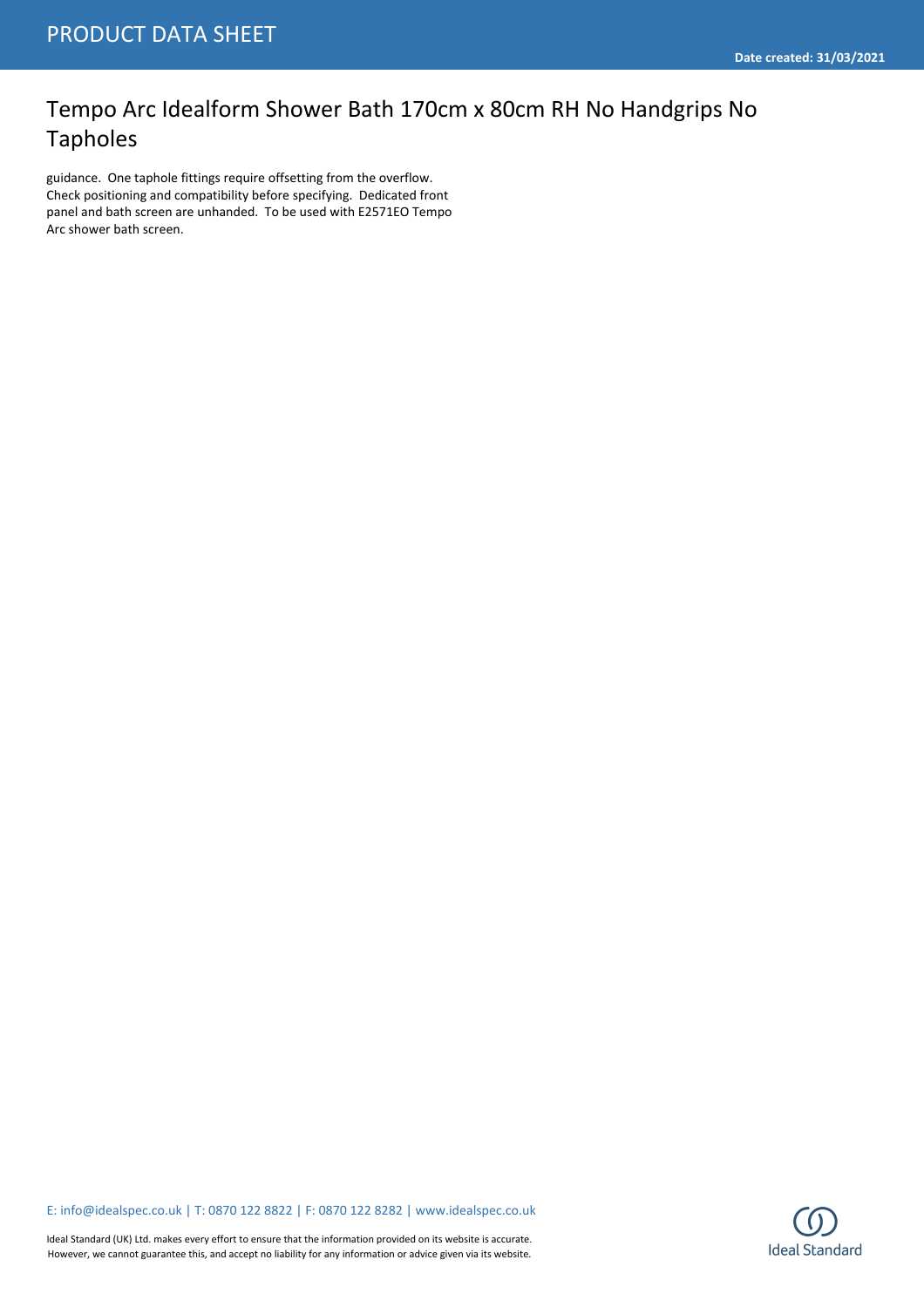# Tempo Arc Idealform Shower Bath 170cm x 80cm RH No Handgrips No Tapholes

guidance. One taphole fittings require offsetting from the overflow. Check positioning and compatibility before specifying. Dedicated front panel and bath screen are unhanded. To be used with E2571EO Tempo Arc shower bath screen.

E: info@idealspec.co.uk | T: 0870 122 8822 | F: 0870 122 8282 | www.idealspec.co.uk

Ideal Standard (UK) Ltd. makes every effort to ensure that the information provided on its website is accurate. However, we cannot guarantee this, and accept no liability for any information or advice given via its website.